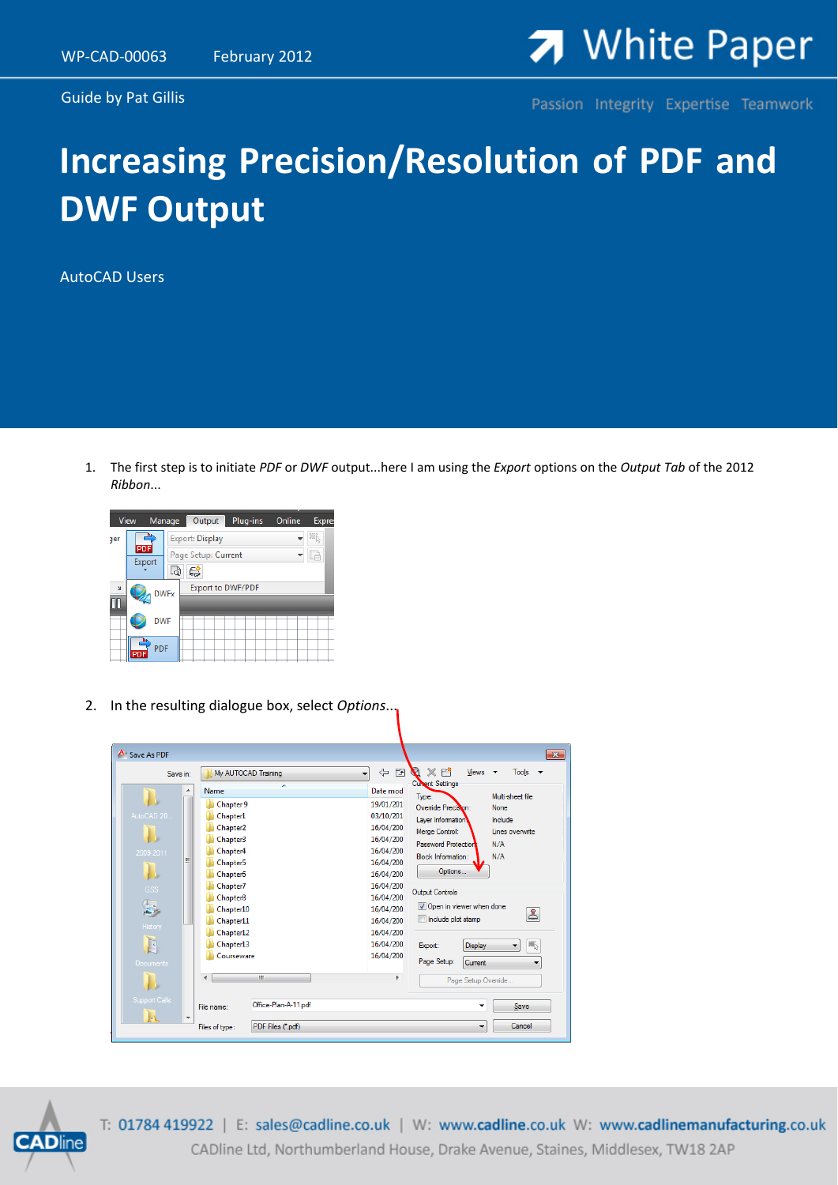WP-CAD-00063 February 2012

White Paper

Guide by Pat Gillis

Passion Integrity Expertise Teamwork

# Increasing Precision/Resolution of PDF and DWF Output

AutoCAD Users

1. The first step is to initiate *PDF* or *DWF* output...here I am using the *Export* options on the *Output Tab* of the 2012 *Ribbon*...

2. In the resulting dialogue box, select *Options*...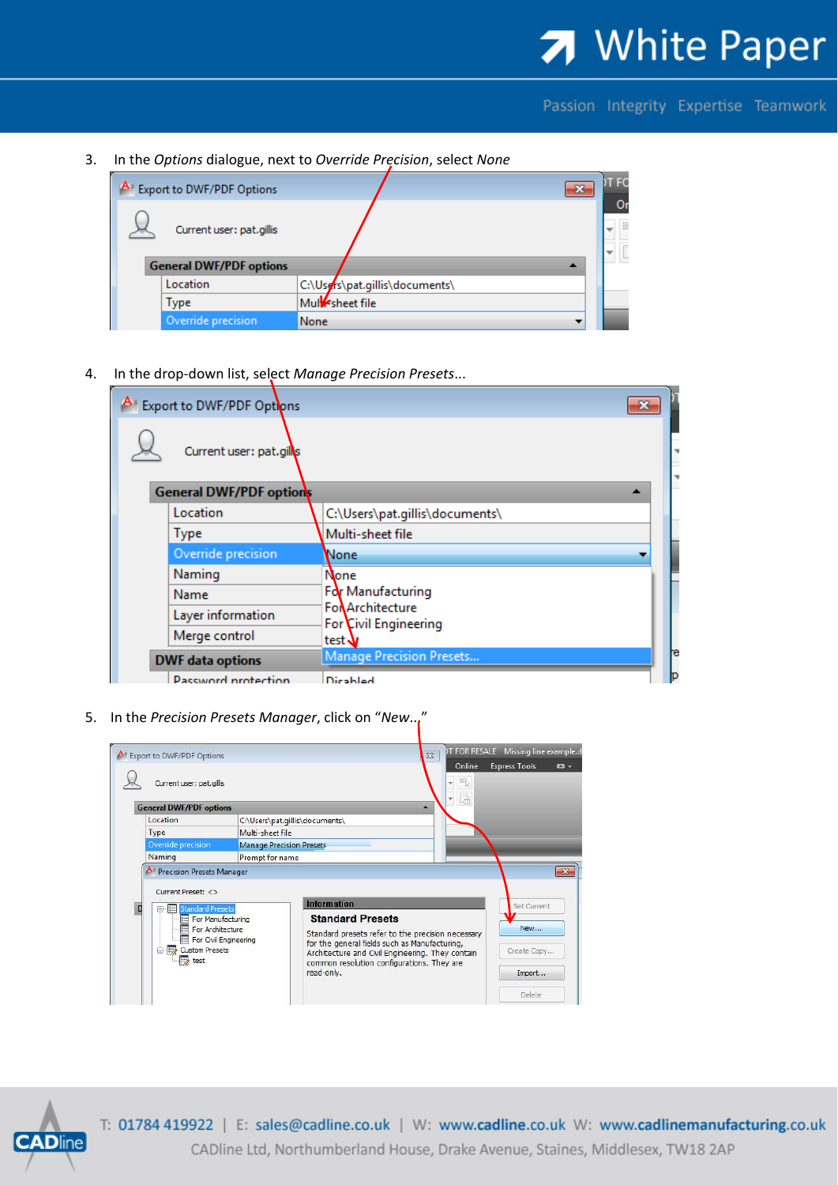3. In the *Options* dialogue, next to *Override Precision*, select *None*

4. In the drop-down list, select *Manage Precision Presets*...

5. In the *Precision Presets Manager*, click on "*New...*"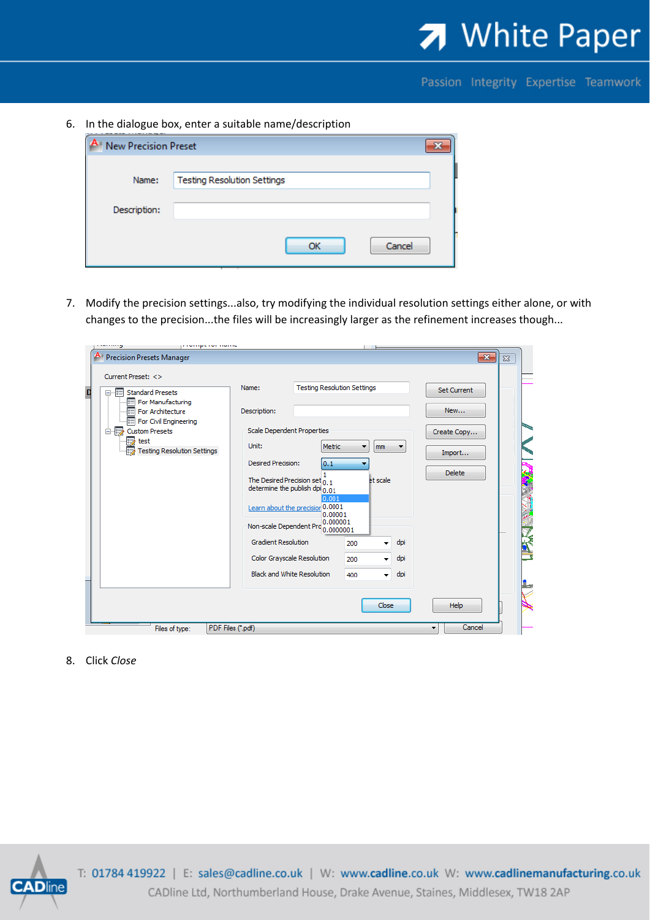6. In the dialogue box, enter a suitable name/description

7. Modify the precision settings...also, try modifying the individual resolution settings either alone, or with changes to the precision...the files will be increasingly larger as the refinement increases though...

8. Click *Close*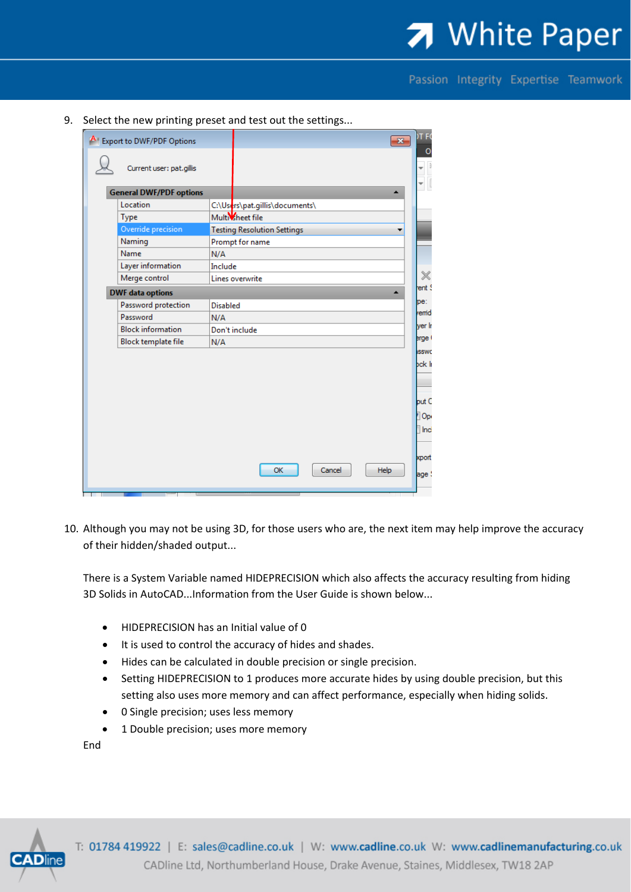9. Select the new printing preset and test out the settings...

10. Although you may not be using 3D, for those users who are, the next item may help improve the accuracy of their hidden/shaded output...

    There is a System Variable named HIDEPRECISION which also affects the accuracy resulting from hiding 3D Solids in AutoCAD...Information from the User Guide is shown below...

    - HIDEPRECISION has an Initial value of 0
    - It is used to control the accuracy of hides and shades.
    - Hides can be calculated in double precision or single precision.
    - Setting HIDEPRECISION to 1 produces more accurate hides by using double precision, but this setting also uses more memory and can affect performance, especially when hiding solids.
    - 0 Single precision; uses less memory
    - 1 Double precision; uses more memory

    End